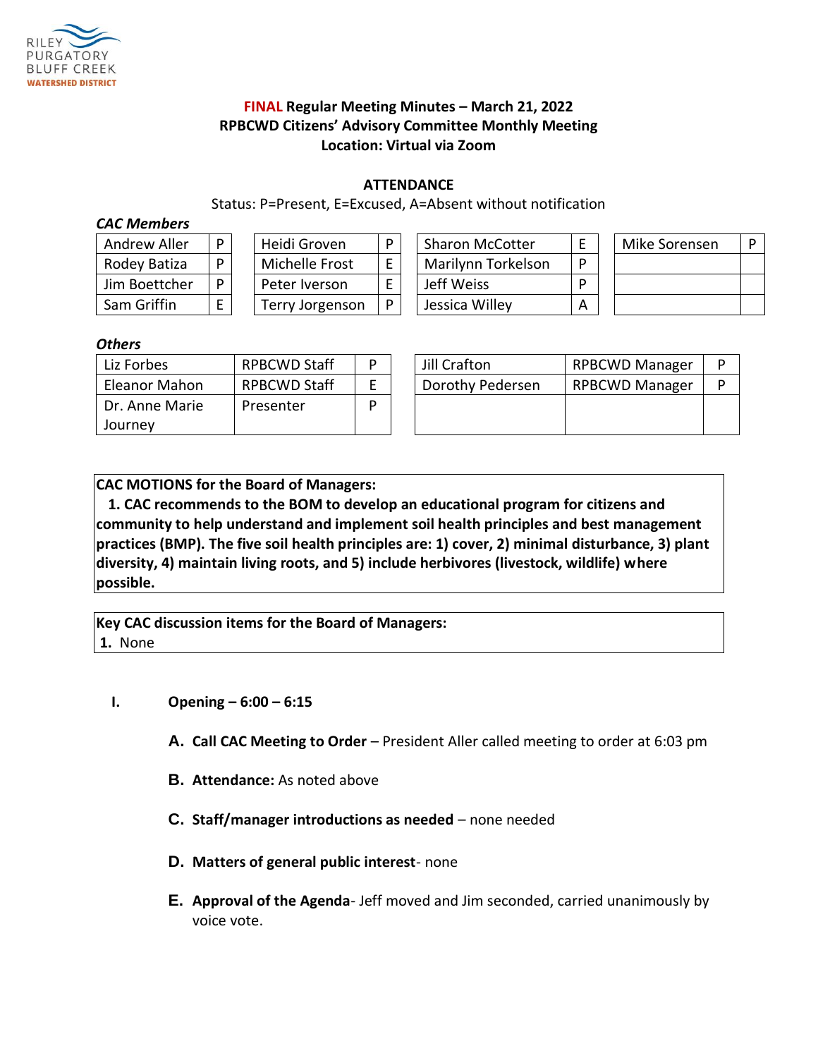RILEY PURGATORY BLUFF CREEK WATERSHED DISTRICT

# FINAL Regular Meeting Minutes – March 21, 2022
## RPBCWD Citizens' Advisory Committee Monthly Meeting
## Location: Virtual via Zoom

### ATTENDANCE

Status: P=Present, E=Excused, A=Absent without notification

***CAC Members***

| Name | Status | Name | Status | Name | Status | Name | Status |
|---|---|---|---|---|---|---|---|
| Andrew Aller | P | Heidi Groven | P | Sharon McCotter | E | Mike Sorensen | P |
| Rodey Batiza | P | Michelle Frost | E | Marilynn Torkelson | P | | |
| Jim Boettcher | P | Peter Iverson | E | Jeff Weiss | P | | |
| Sam Griffin | E | Terry Jorgenson | P | Jessica Willey | A | | |

***Others***

| Name | Role | Status | Name | Role | Status |
|---|---|---|---|---|---|
| Liz Forbes | RPBCWD Staff | P | Jill Crafton | RPBCWD Manager | P |
| Eleanor Mahon | RPBCWD Staff | E | Dorothy Pedersen | RPBCWD Manager | P |
| Dr. Anne Marie Journey | Presenter | P | | | |

**CAC MOTIONS for the Board of Managers:**

**1. CAC recommends to the BOM to develop an educational program for citizens and community to help understand and implement soil health principles and best management practices (BMP). The five soil health principles are: 1) cover, 2) minimal disturbance, 3) plant diversity, 4) maintain living roots, and 5) include herbivores (livestock, wildlife) where possible.**

**Key CAC discussion items for the Board of Managers:**

1. None

**I. Opening – 6:00 – 6:15**

A. **Call CAC Meeting to Order** – President Aller called meeting to order at 6:03 pm

B. **Attendance:** As noted above

C. **Staff/manager introductions as needed** – none needed

D. **Matters of general public interest**- none

E. **Approval of the Agenda**- Jeff moved and Jim seconded, carried unanimously by voice vote.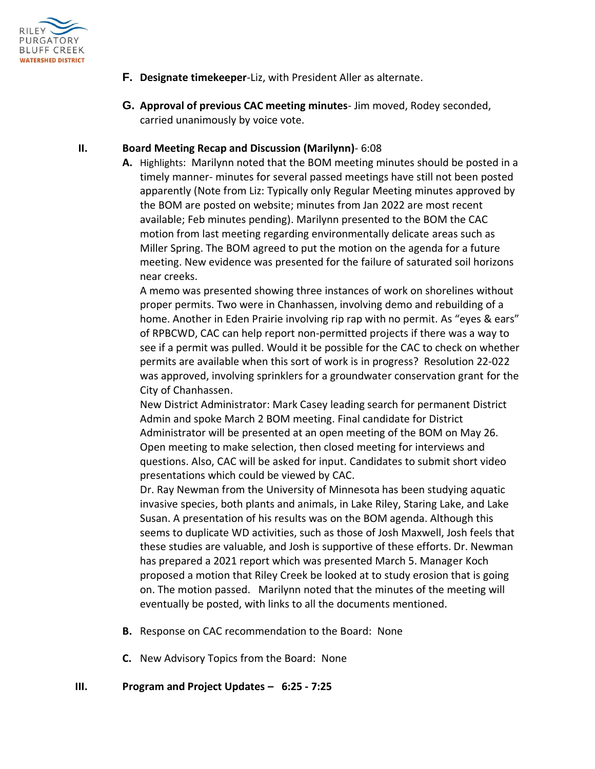F. **Designate timekeeper**-Liz, with President Aller as alternate.

G. **Approval of previous CAC meeting minutes**- Jim moved, Rodey seconded, carried unanimously by voice vote.

**II. Board Meeting Recap and Discussion (Marilynn)**- 6:08

**A.** Highlights: Marilynn noted that the BOM meeting minutes should be posted in a timely manner- minutes for several passed meetings have still not been posted apparently (Note from Liz: Typically only Regular Meeting minutes approved by the BOM are posted on website; minutes from Jan 2022 are most recent available; Feb minutes pending). Marilynn presented to the BOM the CAC motion from last meeting regarding environmentally delicate areas such as Miller Spring. The BOM agreed to put the motion on the agenda for a future meeting. New evidence was presented for the failure of saturated soil horizons near creeks.

A memo was presented showing three instances of work on shorelines without proper permits. Two were in Chanhassen, involving demo and rebuilding of a home. Another in Eden Prairie involving rip rap with no permit. As "eyes & ears" of RPBCWD, CAC can help report non-permitted projects if there was a way to see if a permit was pulled. Would it be possible for the CAC to check on whether permits are available when this sort of work is in progress? Resolution 22-022 was approved, involving sprinklers for a groundwater conservation grant for the City of Chanhassen.

New District Administrator: Mark Casey leading search for permanent District Admin and spoke March 2 BOM meeting. Final candidate for District Administrator will be presented at an open meeting of the BOM on May 26. Open meeting to make selection, then closed meeting for interviews and questions. Also, CAC will be asked for input. Candidates to submit short video presentations which could be viewed by CAC.

Dr. Ray Newman from the University of Minnesota has been studying aquatic invasive species, both plants and animals, in Lake Riley, Staring Lake, and Lake Susan. A presentation of his results was on the BOM agenda. Although this seems to duplicate WD activities, such as those of Josh Maxwell, Josh feels that these studies are valuable, and Josh is supportive of these efforts. Dr. Newman has prepared a 2021 report which was presented March 5. Manager Koch proposed a motion that Riley Creek be looked at to study erosion that is going on. The motion passed. Marilynn noted that the minutes of the meeting will eventually be posted, with links to all the documents mentioned.

**B.** Response on CAC recommendation to the Board: None

**C.** New Advisory Topics from the Board: None

**III. Program and Project Updates – 6:25 - 7:25**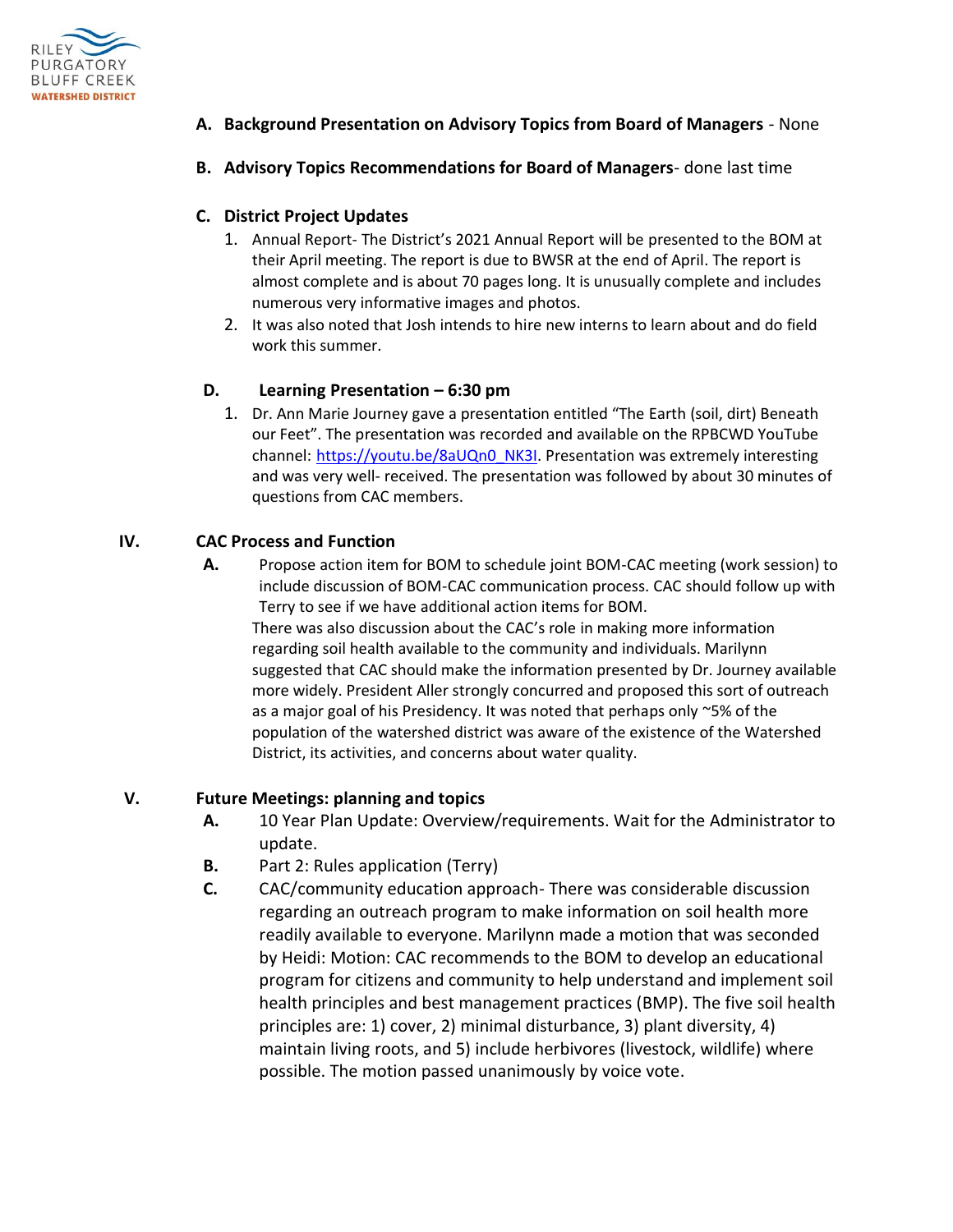**A. Background Presentation on Advisory Topics from Board of Managers** - None

**B. Advisory Topics Recommendations for Board of Managers**- done last time

**C. District Project Updates**

1. Annual Report- The District's 2021 Annual Report will be presented to the BOM at their April meeting. The report is due to BWSR at the end of April. The report is almost complete and is about 70 pages long. It is unusually complete and includes numerous very informative images and photos.
2. It was also noted that Josh intends to hire new interns to learn about and do field work this summer.

**D. Learning Presentation – 6:30 pm**

1. Dr. Ann Marie Journey gave a presentation entitled "The Earth (soil, dirt) Beneath our Feet". The presentation was recorded and available on the RPBCWD YouTube channel: [https://youtu.be/8aUQn0_NK3I](https://youtu.be/8aUQn0_NK3I). Presentation was extremely interesting and was very well- received. The presentation was followed by about 30 minutes of questions from CAC members.

## IV. CAC Process and Function

**A.** Propose action item for BOM to schedule joint BOM-CAC meeting (work session) to include discussion of BOM-CAC communication process. CAC should follow up with Terry to see if we have additional action items for BOM.

There was also discussion about the CAC's role in making more information regarding soil health available to the community and individuals. Marilynn suggested that CAC should make the information presented by Dr. Journey available more widely. President Aller strongly concurred and proposed this sort of outreach as a major goal of his Presidency. It was noted that perhaps only ~5% of the population of the watershed district was aware of the existence of the Watershed District, its activities, and concerns about water quality.

## V. Future Meetings: planning and topics

**A.** 10 Year Plan Update: Overview/requirements. Wait for the Administrator to update.

**B.** Part 2: Rules application (Terry)

**C.** CAC/community education approach- There was considerable discussion regarding an outreach program to make information on soil health more readily available to everyone. Marilynn made a motion that was seconded by Heidi: Motion: CAC recommends to the BOM to develop an educational program for citizens and community to help understand and implement soil health principles and best management practices (BMP). The five soil health principles are: 1) cover, 2) minimal disturbance, 3) plant diversity, 4) maintain living roots, and 5) include herbivores (livestock, wildlife) where possible. The motion passed unanimously by voice vote.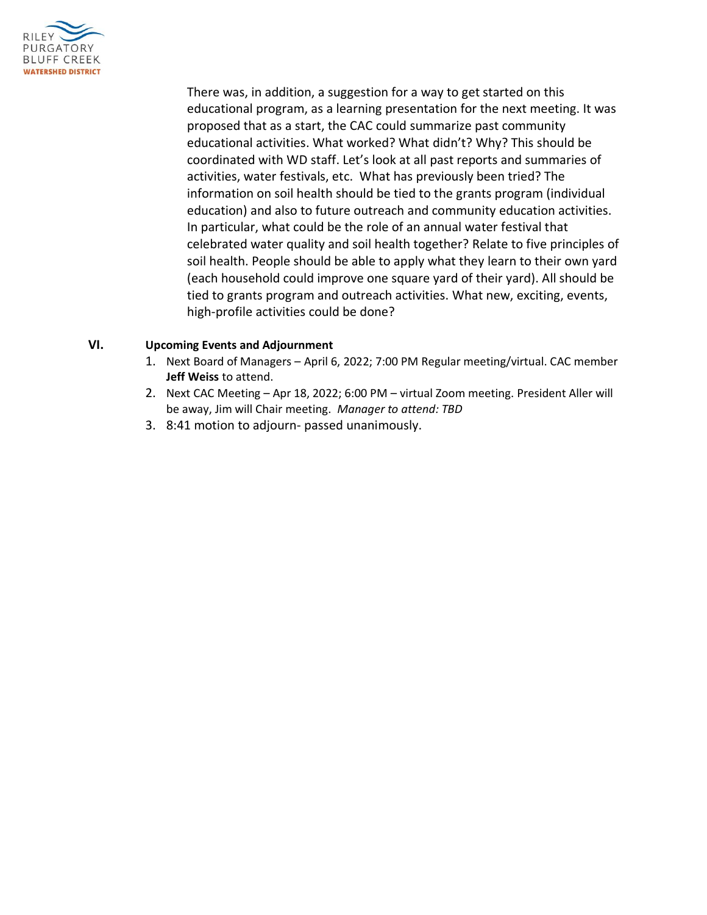There was, in addition, a suggestion for a way to get started on this educational program, as a learning presentation for the next meeting. It was proposed that as a start, the CAC could summarize past community educational activities. What worked? What didn't? Why? This should be coordinated with WD staff. Let's look at all past reports and summaries of activities, water festivals, etc. What has previously been tried? The information on soil health should be tied to the grants program (individual education) and also to future outreach and community education activities. In particular, what could be the role of an annual water festival that celebrated water quality and soil health together? Relate to five principles of soil health. People should be able to apply what they learn to their own yard (each household could improve one square yard of their yard). All should be tied to grants program and outreach activities. What new, exciting, events, high-profile activities could be done?

## VI. Upcoming Events and Adjournment

1. Next Board of Managers – April 6, 2022; 7:00 PM Regular meeting/virtual. CAC member **Jeff Weiss** to attend.
2. Next CAC Meeting – Apr 18, 2022; 6:00 PM – virtual Zoom meeting. President Aller will be away, Jim will Chair meeting. *Manager to attend: TBD*
3. 8:41 motion to adjourn- passed unanimously.